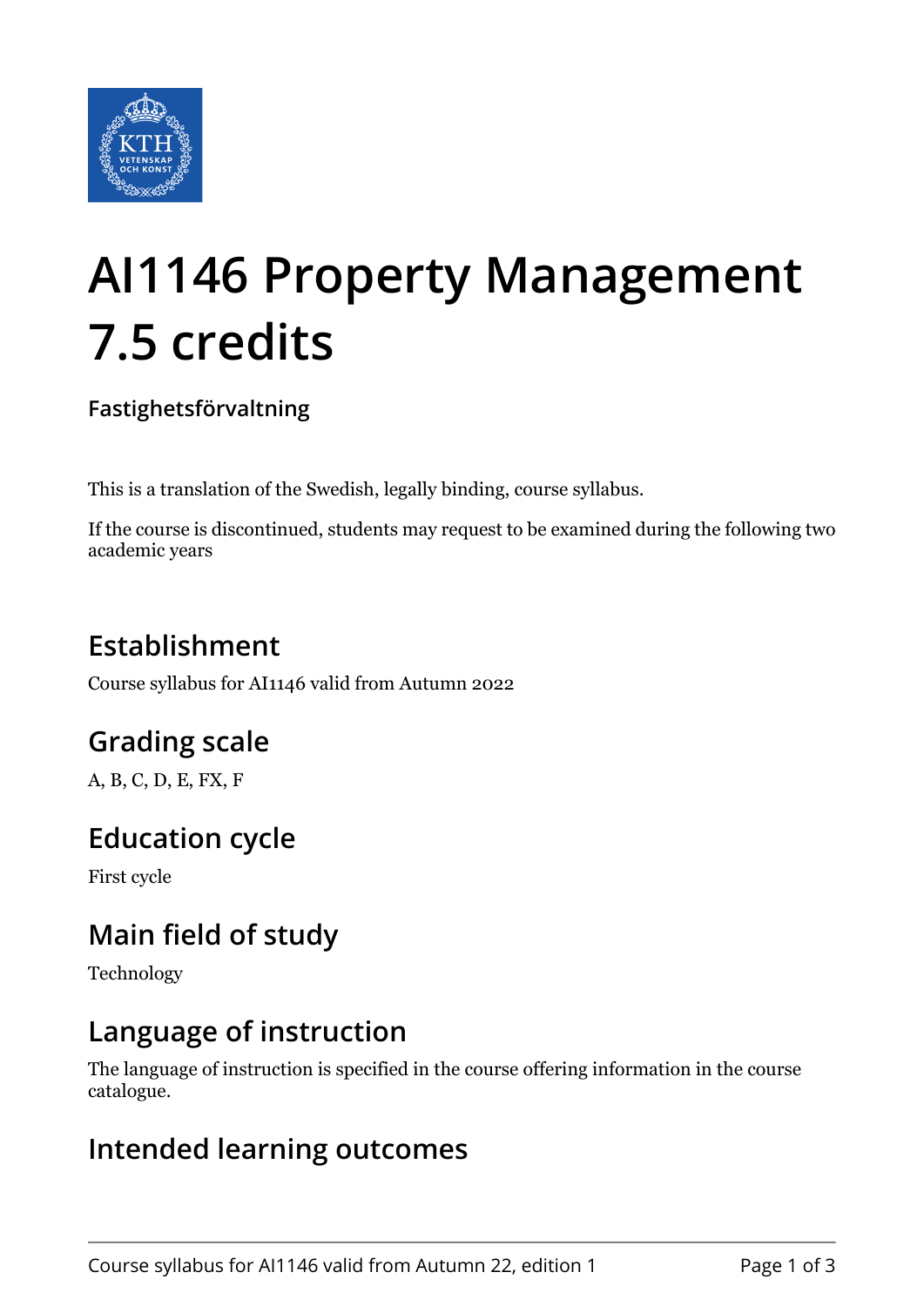# AI1146 Property Management 7.5 credits

**Fastighetsförvaltning**

This is a translation of the Swedish, legally binding, course syllabus.

If the course is discontinued, students may request to be examined during the following two academic years

## Establishment

Course syllabus for AI1146 valid from Autumn 2022

## Grading scale

A, B, C, D, E, FX, F

## Education cycle

First cycle

## Main field of study

Technology

## Language of instruction

The language of instruction is specified in the course offering information in the course catalogue.

## Intended learning outcomes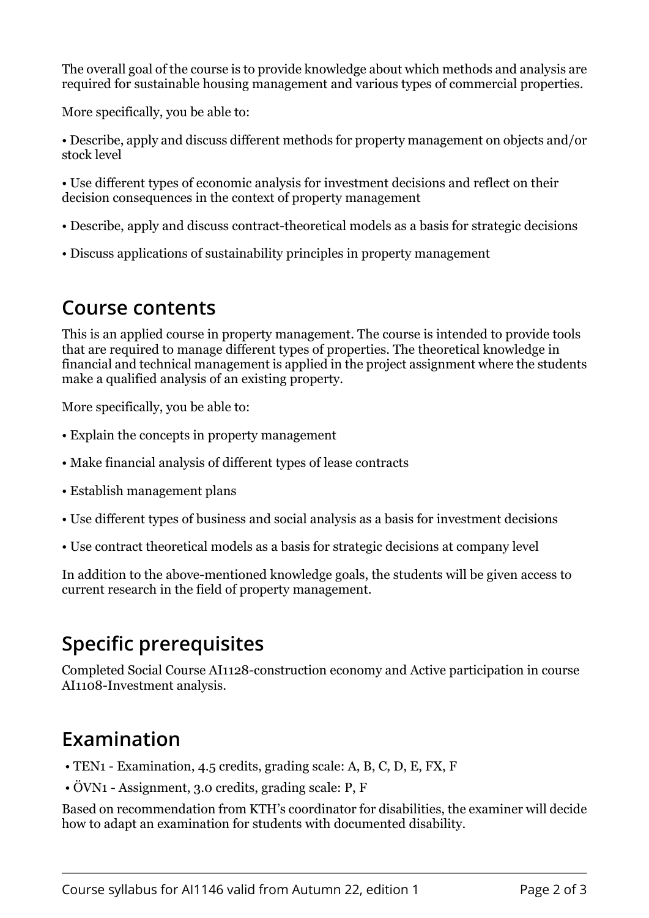The overall goal of the course is to provide knowledge about which methods and analysis are required for sustainable housing management and various types of commercial properties.

More specifically, you be able to:

• Describe, apply and discuss different methods for property management on objects and/or stock level

• Use different types of economic analysis for investment decisions and reflect on their decision consequences in the context of property management

• Describe, apply and discuss contract-theoretical models as a basis for strategic decisions

• Discuss applications of sustainability principles in property management

## Course contents

This is an applied course in property management. The course is intended to provide tools that are required to manage different types of properties. The theoretical knowledge in financial and technical management is applied in the project assignment where the students make a qualified analysis of an existing property.

More specifically, you be able to:

• Explain the concepts in property management

• Make financial analysis of different types of lease contracts

• Establish management plans

• Use different types of business and social analysis as a basis for investment decisions

• Use contract theoretical models as a basis for strategic decisions at company level

In addition to the above-mentioned knowledge goals, the students will be given access to current research in the field of property management.

## Specific prerequisites

Completed Social Course AI1128-construction economy and Active participation in course AI1108-Investment analysis.

## Examination

- TEN1 - Examination, 4.5 credits, grading scale: A, B, C, D, E, FX, F
- ÖVN1 - Assignment, 3.0 credits, grading scale: P, F

Based on recommendation from KTH's coordinator for disabilities, the examiner will decide how to adapt an examination for students with documented disability.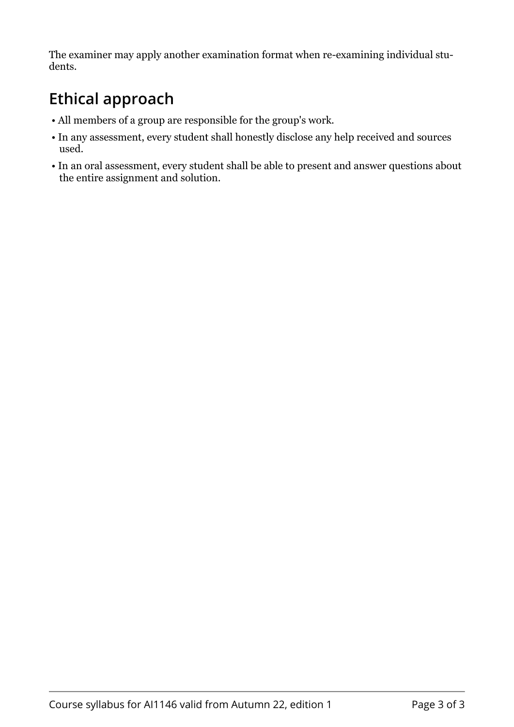The examiner may apply another examination format when re-examining individual students.

## Ethical approach

- All members of a group are responsible for the group's work.
- In any assessment, every student shall honestly disclose any help received and sources used.
- In an oral assessment, every student shall be able to present and answer questions about the entire assignment and solution.